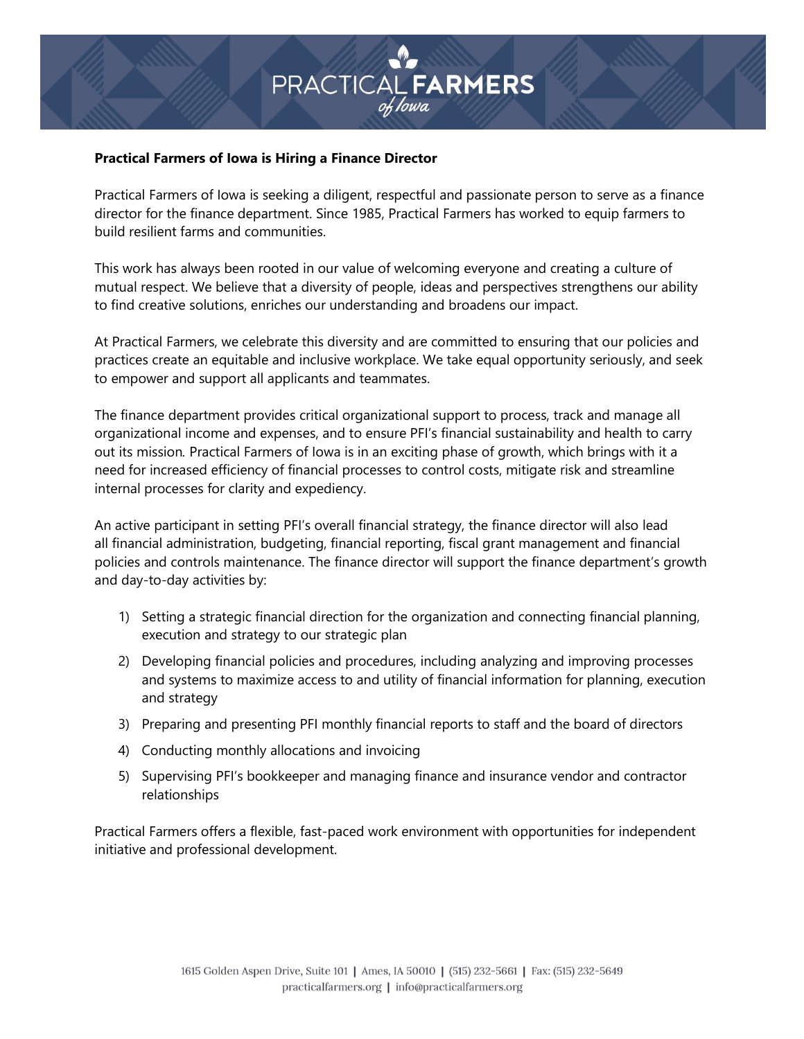**Practical Farmers of Iowa is Hiring a Finance Director**

Practical Farmers of Iowa is seeking a diligent, respectful and passionate person to serve as a finance director for the finance department. Since 1985, Practical Farmers has worked to equip farmers to build resilient farms and communities.

This work has always been rooted in our value of welcoming everyone and creating a culture of mutual respect. We believe that a diversity of people, ideas and perspectives strengthens our ability to find creative solutions, enriches our understanding and broadens our impact.

At Practical Farmers, we celebrate this diversity and are committed to ensuring that our policies and practices create an equitable and inclusive workplace. We take equal opportunity seriously, and seek to empower and support all applicants and teammates.

The finance department provides critical organizational support to process, track and manage all organizational income and expenses, and to ensure PFI's financial sustainability and health to carry out its mission. Practical Farmers of Iowa is in an exciting phase of growth, which brings with it a need for increased efficiency of financial processes to control costs, mitigate risk and streamline internal processes for clarity and expediency.

An active participant in setting PFI's overall financial strategy, the finance director will also lead all financial administration, budgeting, financial reporting, fiscal grant management and financial policies and controls maintenance. The finance director will support the finance department's growth and day-to-day activities by:

1) Setting a strategic financial direction for the organization and connecting financial planning, execution and strategy to our strategic plan
2) Developing financial policies and procedures, including analyzing and improving processes and systems to maximize access to and utility of financial information for planning, execution and strategy
3) Preparing and presenting PFI monthly financial reports to staff and the board of directors
4) Conducting monthly allocations and invoicing
5) Supervising PFI's bookkeeper and managing finance and insurance vendor and contractor relationships

Practical Farmers offers a flexible, fast-paced work environment with opportunities for independent initiative and professional development.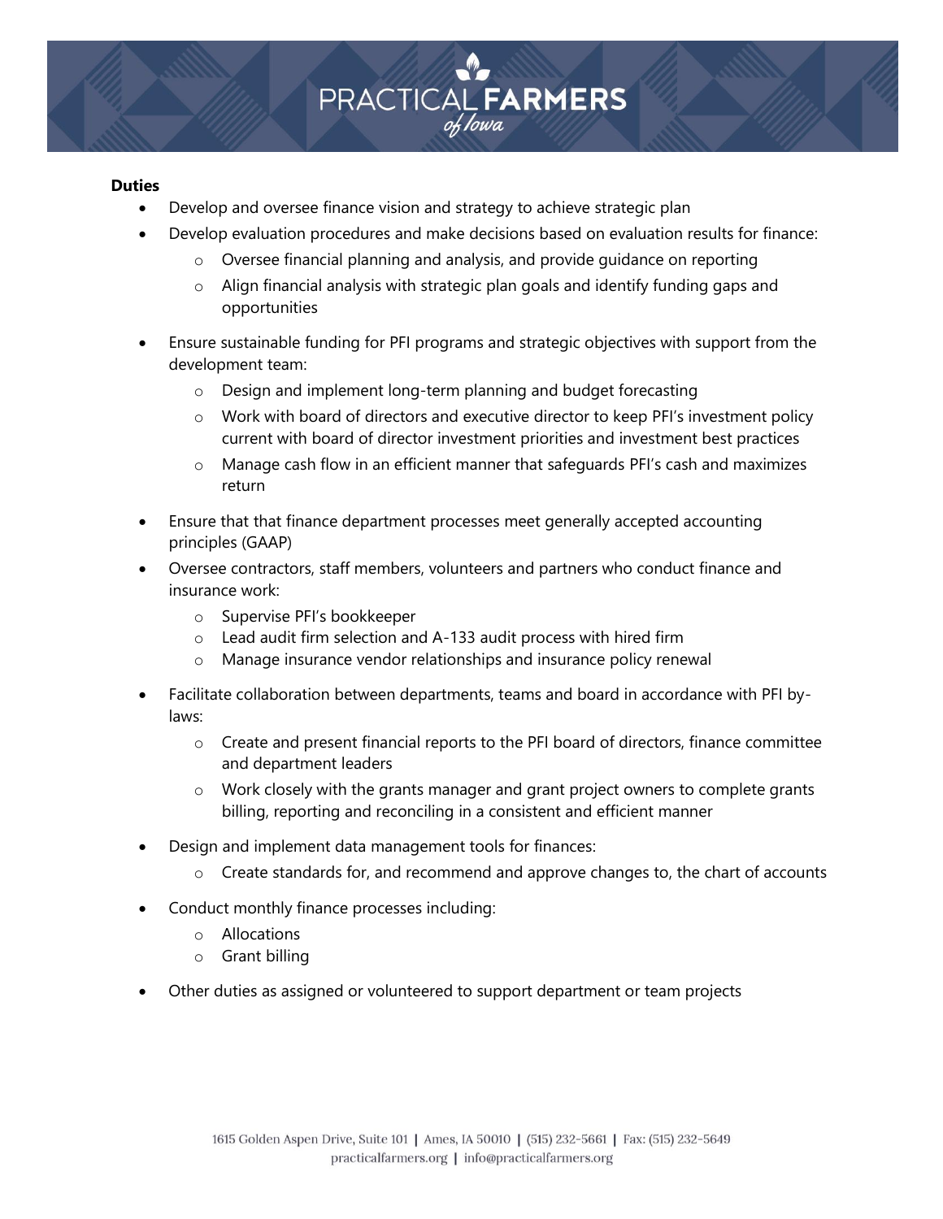**Duties**

- Develop and oversee finance vision and strategy to achieve strategic plan
- Develop evaluation procedures and make decisions based on evaluation results for finance:
  - Oversee financial planning and analysis, and provide guidance on reporting
  - Align financial analysis with strategic plan goals and identify funding gaps and opportunities
- Ensure sustainable funding for PFI programs and strategic objectives with support from the development team:
  - Design and implement long-term planning and budget forecasting
  - Work with board of directors and executive director to keep PFI's investment policy current with board of director investment priorities and investment best practices
  - Manage cash flow in an efficient manner that safeguards PFI's cash and maximizes return
- Ensure that that finance department processes meet generally accepted accounting principles (GAAP)
- Oversee contractors, staff members, volunteers and partners who conduct finance and insurance work:
  - Supervise PFI's bookkeeper
  - Lead audit firm selection and A-133 audit process with hired firm
  - Manage insurance vendor relationships and insurance policy renewal
- Facilitate collaboration between departments, teams and board in accordance with PFI by-laws:
  - Create and present financial reports to the PFI board of directors, finance committee and department leaders
  - Work closely with the grants manager and grant project owners to complete grants billing, reporting and reconciling in a consistent and efficient manner
- Design and implement data management tools for finances:
  - Create standards for, and recommend and approve changes to, the chart of accounts
- Conduct monthly finance processes including:
  - Allocations
  - Grant billing
- Other duties as assigned or volunteered to support department or team projects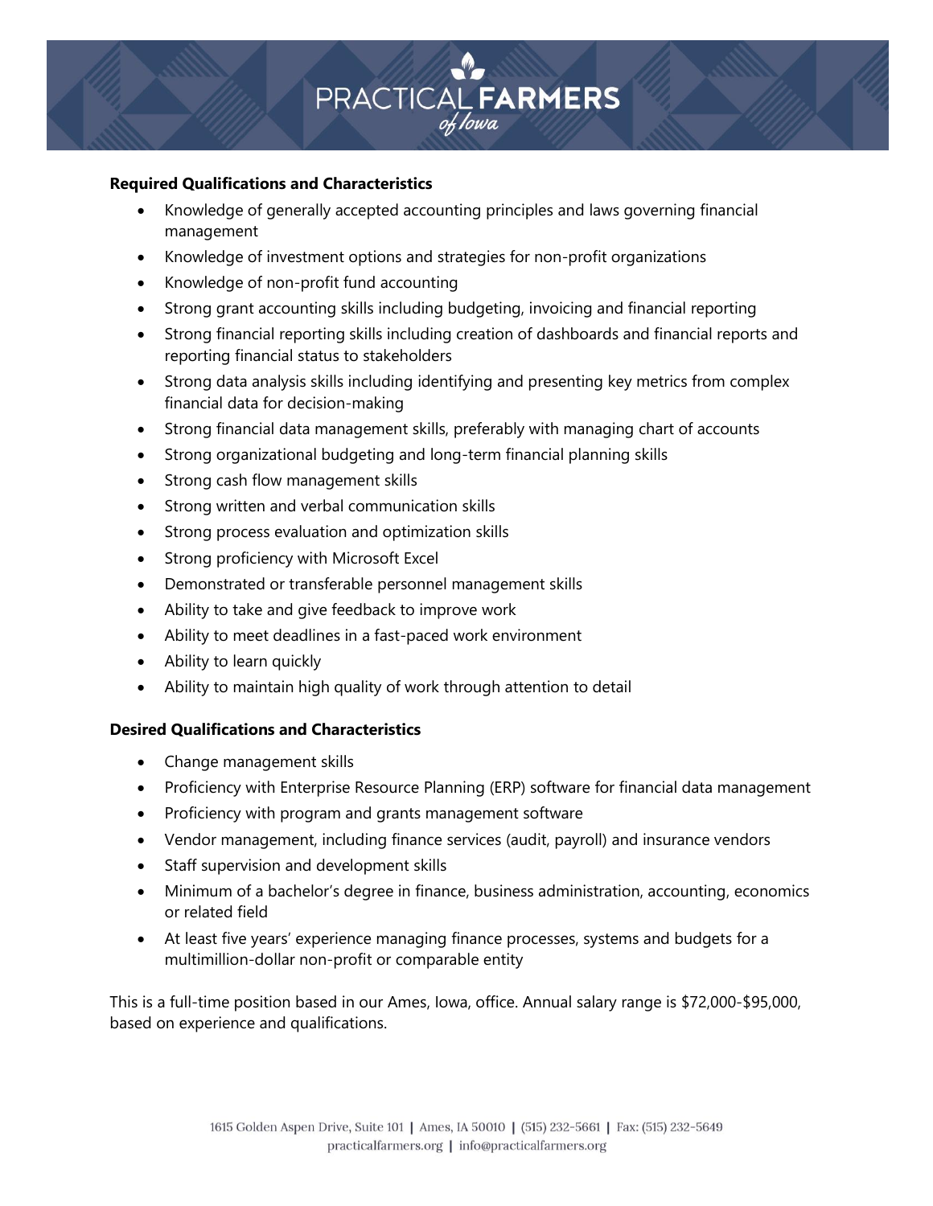**Required Qualifications and Characteristics**

- Knowledge of generally accepted accounting principles and laws governing financial management
- Knowledge of investment options and strategies for non-profit organizations
- Knowledge of non-profit fund accounting
- Strong grant accounting skills including budgeting, invoicing and financial reporting
- Strong financial reporting skills including creation of dashboards and financial reports and reporting financial status to stakeholders
- Strong data analysis skills including identifying and presenting key metrics from complex financial data for decision-making
- Strong financial data management skills, preferably with managing chart of accounts
- Strong organizational budgeting and long-term financial planning skills
- Strong cash flow management skills
- Strong written and verbal communication skills
- Strong process evaluation and optimization skills
- Strong proficiency with Microsoft Excel
- Demonstrated or transferable personnel management skills
- Ability to take and give feedback to improve work
- Ability to meet deadlines in a fast-paced work environment
- Ability to learn quickly
- Ability to maintain high quality of work through attention to detail

**Desired Qualifications and Characteristics**

- Change management skills
- Proficiency with Enterprise Resource Planning (ERP) software for financial data management
- Proficiency with program and grants management software
- Vendor management, including finance services (audit, payroll) and insurance vendors
- Staff supervision and development skills
- Minimum of a bachelor's degree in finance, business administration, accounting, economics or related field
- At least five years' experience managing finance processes, systems and budgets for a multimillion-dollar non-profit or comparable entity

This is a full-time position based in our Ames, Iowa, office. Annual salary range is $72,000-$95,000, based on experience and qualifications.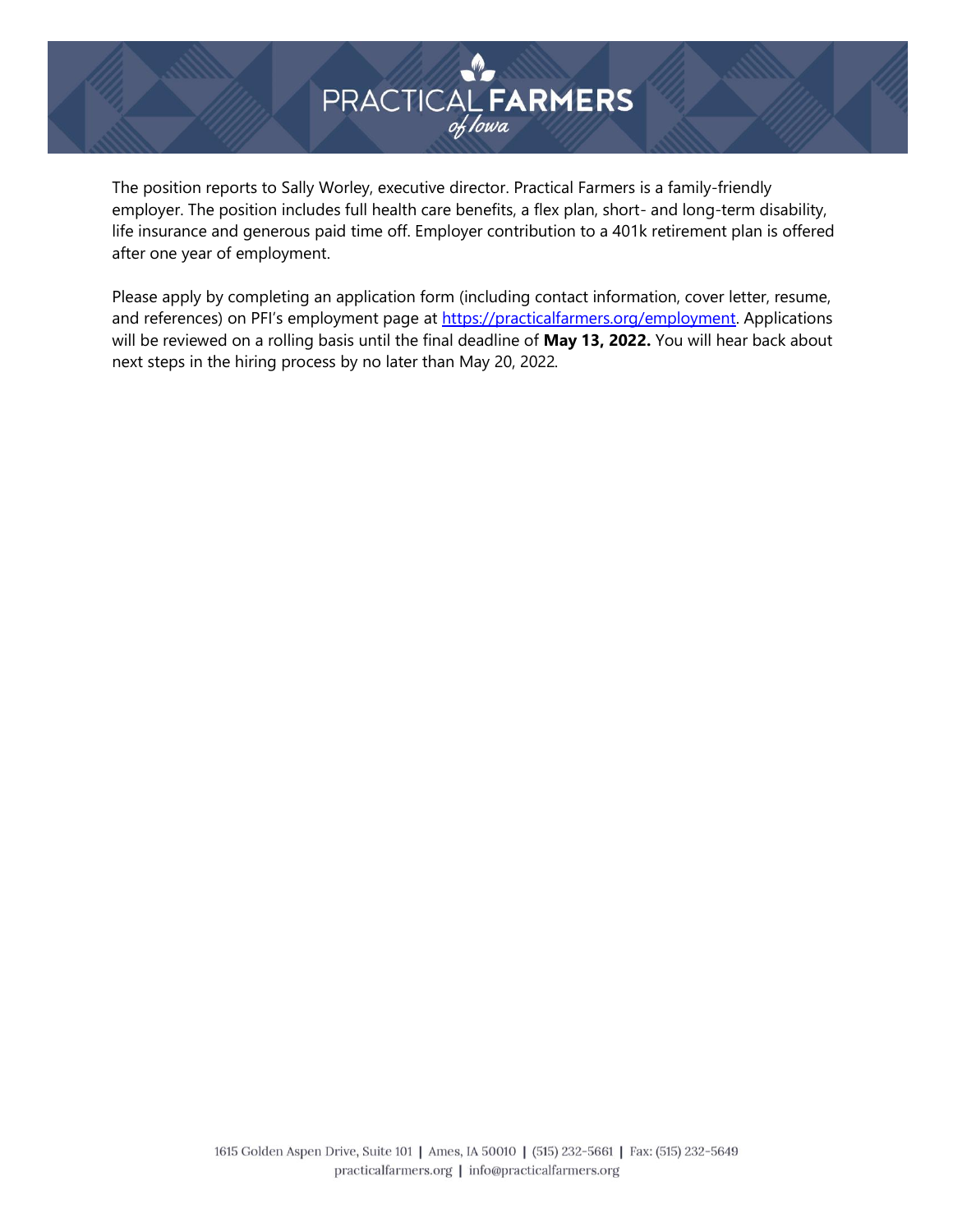The position reports to Sally Worley, executive director. Practical Farmers is a family-friendly employer. The position includes full health care benefits, a flex plan, short- and long-term disability, life insurance and generous paid time off. Employer contribution to a 401k retirement plan is offered after one year of employment.

Please apply by completing an application form (including contact information, cover letter, resume, and references) on PFI's employment page at https://practicalfarmers.org/employment. Applications will be reviewed on a rolling basis until the final deadline of **May 13, 2022.** You will hear back about next steps in the hiring process by no later than May 20, 2022.